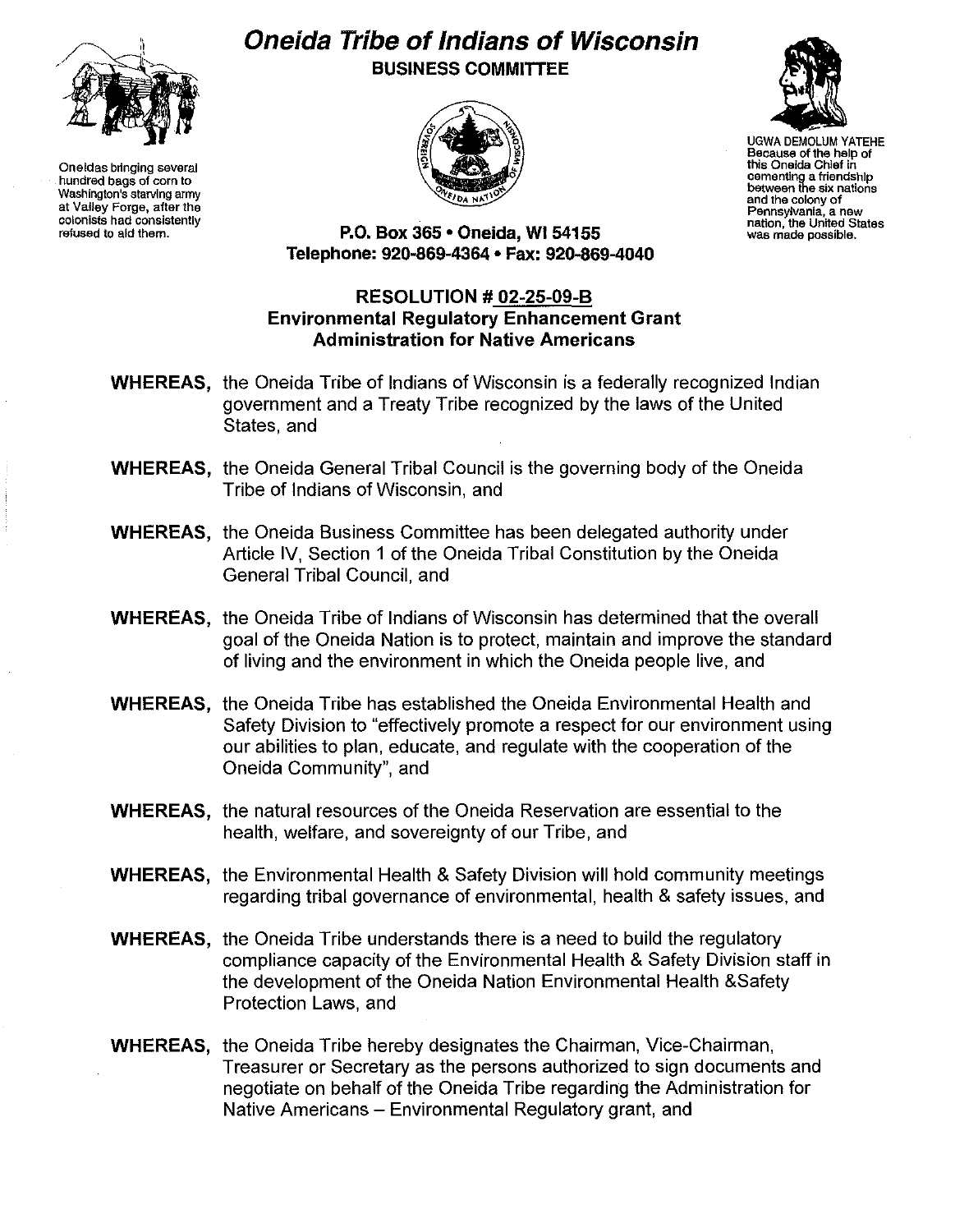# Oneida Tribe of Indians of Wisconsin

**BUSINESS COMMITTEE**

Oneidas bringing several hundred bags of corn to Washington's starving army at Valley Forge, after the colonists had consistently refused to aid them.

UGWA DEMOLUM YATEHE
Because of the help of this Oneida Chief in cementing a friendship between the six nations and the colony of Pennsylvania, a new nation, the United States was made possible.

**P.O. Box 365 • Oneida, WI 54155**
**Telephone: 920-869-4364 • Fax: 920-869-4040**

## RESOLUTION # 02-25-09-B
## Environmental Regulatory Enhancement Grant
## Administration for Native Americans

**WHEREAS,** the Oneida Tribe of Indians of Wisconsin is a federally recognized Indian government and a Treaty Tribe recognized by the laws of the United States, and

**WHEREAS,** the Oneida General Tribal Council is the governing body of the Oneida Tribe of Indians of Wisconsin, and

**WHEREAS,** the Oneida Business Committee has been delegated authority under Article IV, Section 1 of the Oneida Tribal Constitution by the Oneida General Tribal Council, and

**WHEREAS,** the Oneida Tribe of Indians of Wisconsin has determined that the overall goal of the Oneida Nation is to protect, maintain and improve the standard of living and the environment in which the Oneida people live, and

**WHEREAS,** the Oneida Tribe has established the Oneida Environmental Health and Safety Division to "effectively promote a respect for our environment using our abilities to plan, educate, and regulate with the cooperation of the Oneida Community", and

**WHEREAS,** the natural resources of the Oneida Reservation are essential to the health, welfare, and sovereignty of our Tribe, and

**WHEREAS,** the Environmental Health & Safety Division will hold community meetings regarding tribal governance of environmental, health & safety issues, and

**WHEREAS,** the Oneida Tribe understands there is a need to build the regulatory compliance capacity of the Environmental Health & Safety Division staff in the development of the Oneida Nation Environmental Health &Safety Protection Laws, and

**WHEREAS,** the Oneida Tribe hereby designates the Chairman, Vice-Chairman, Treasurer or Secretary as the persons authorized to sign documents and negotiate on behalf of the Oneida Tribe regarding the Administration for Native Americans – Environmental Regulatory grant, and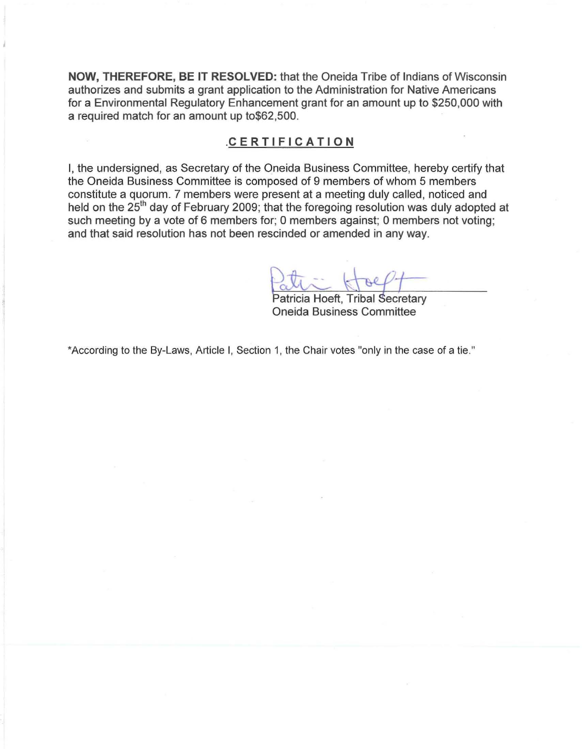**NOW, THEREFORE, BE IT RESOLVED:** that the Oneida Tribe of Indians of Wisconsin authorizes and submits a grant application to the Administration for Native Americans for a Environmental Regulatory Enhancement grant for an amount up to $250,000 with a required match for an amount up to$62,500.

## .CERTIFICATION

I, the undersigned, as Secretary of the Oneida Business Committee, hereby certify that the Oneida Business Committee is composed of 9 members of whom 5 members constitute a quorum. 7 members were present at a meeting duly called, noticed and held on the 25th day of February 2009; that the foregoing resolution was duly adopted at such meeting by a vote of 6 members for; 0 members against; 0 members not voting; and that said resolution has not been rescinded or amended in any way.

Patricia Hoeft, Tribal Secretary
Oneida Business Committee

*According to the By-Laws, Article I, Section 1, the Chair votes "only in the case of a tie."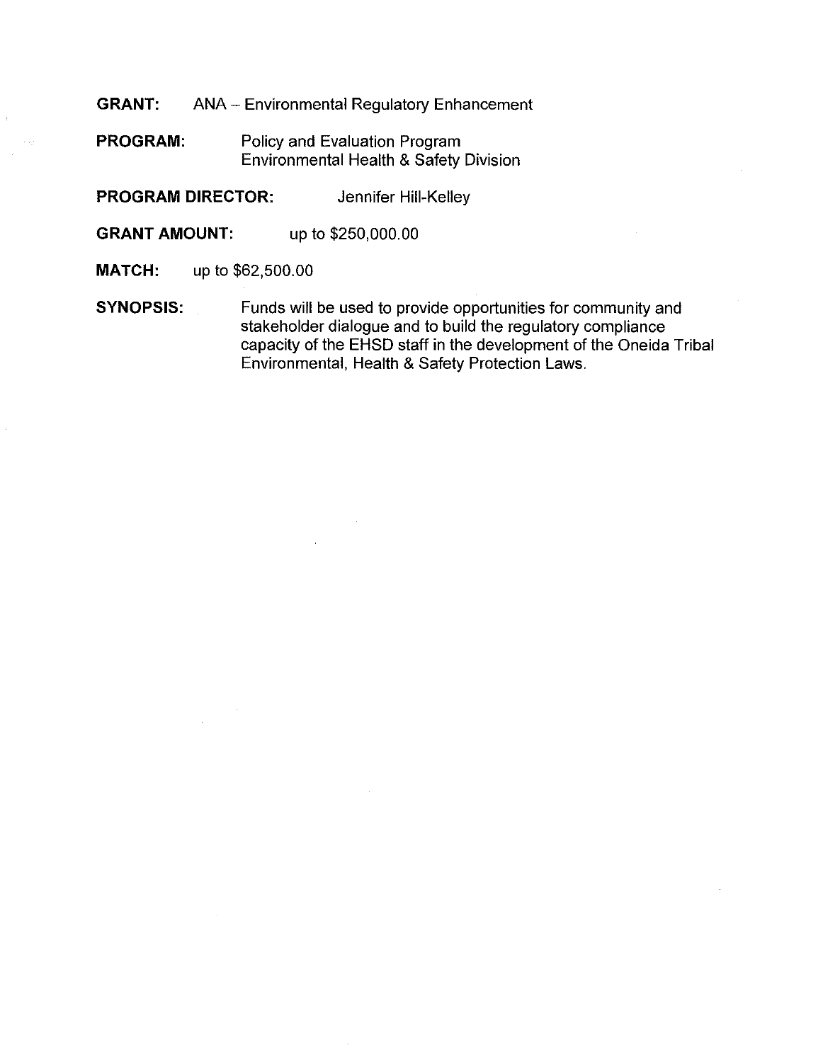**GRANT:** ANA – Environmental Regulatory Enhancement

**PROGRAM:** Policy and Evaluation Program
Environmental Health & Safety Division

**PROGRAM DIRECTOR:** Jennifer Hill-Kelley

**GRANT AMOUNT:** up to $250,000.00

**MATCH:** up to $62,500.00

**SYNOPSIS:** Funds will be used to provide opportunities for community and stakeholder dialogue and to build the regulatory compliance capacity of the EHSD staff in the development of the Oneida Tribal Environmental, Health & Safety Protection Laws.